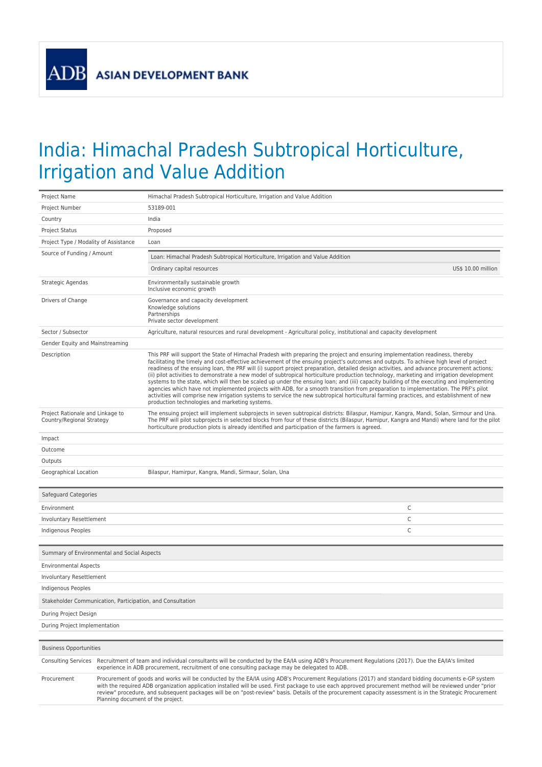ADB ASIAN DEVELOPMENT BANK

# India: Himachal Pradesh Subtropical Horticulture, Irrigation and Value Addition

| | |
|---|---|
| Project Name | Himachal Pradesh Subtropical Horticulture, Irrigation and Value Addition |
| Project Number | 53189-001 |
| Country | India |
| Project Status | Proposed |
| Project Type / Modality of Assistance | Loan |
| Source of Funding / Amount | Loan: Himachal Pradesh Subtropical Horticulture, Irrigation and Value Addition<br>Ordinary capital resources — US$ 10.00 million |
| Strategic Agendas | Environmentally sustainable growth<br>Inclusive economic growth |
| Drivers of Change | Governance and capacity development<br>Knowledge solutions<br>Partnerships<br>Private sector development |
| Sector / Subsector | Agriculture, natural resources and rural development - Agricultural policy, institutional and capacity development |
| Gender Equity and Mainstreaming | |
| Description | This PRF will support the State of Himachal Pradesh with preparing the project and ensuring implementation readiness, thereby facilitating the timely and cost-effective achievement of the ensuing project's outcomes and outputs. To achieve high level of project readiness of the ensuing loan, the PRF will (i) support project preparation, detailed design activities, and advance procurement actions; (ii) pilot activities to demonstrate a new model of subtropical horticulture production technology, marketing and irrigation development systems to the state, which will then be scaled up under the ensuing loan; and (iii) capacity building of the executing and implementing agencies which have not implemented projects with ADB, for a smooth transition from preparation to implementation. The PRF's pilot activities will comprise new irrigation systems to service the new subtropical horticultural farming practices, and establishment of new production technologies and marketing systems. |
| Project Rationale and Linkage to Country/Regional Strategy | The ensuing project will implement subprojects in seven subtropical districts: Bilaspur, Hamipur, Kangra, Mandi, Solan, Sirmour and Una. The PRF will pilot subprojects in selected blocks from four of these districts (Bilaspur, Hamipur, Kangra and Mandi) where land for the pilot horticulture production plots is already identified and participation of the farmers is agreed. |
| Impact | |
| Outcome | |
| Outputs | |
| Geographical Location | Bilaspur, Hamirpur, Kangra, Mandi, Sirmaur, Solan, Una |

| Safeguard Categories | |
|---|---|
| Environment | C |
| Involuntary Resettlement | C |
| Indigenous Peoples | C |

| Summary of Environmental and Social Aspects |
|---|
| Environmental Aspects |
| Involuntary Resettlement |
| Indigenous Peoples |
| **Stakeholder Communication, Participation, and Consultation** |
| During Project Design |
| During Project Implementation |

| Business Opportunities | |
|---|---|
| Consulting Services | Recruitment of team and individual consultants will be conducted by the EA/IA using ADB's Procurement Regulations (2017). Due the EA/IA's limited experience in ADB procurement, recruitment of one consulting package may be delegated to ADB. |
| Procurement | Procurement of goods and works will be conducted by the EA/IA using ADB's Procurement Regulations (2017) and standard bidding documents e-GP system with the required ADB organization application installed will be used. First package to use each approved procurement method will be reviewed under "prior review" procedure, and subsequent packages will be on "post-review" basis. Details of the procurement capacity assessment is in the Strategic Procurement Planning document of the project. |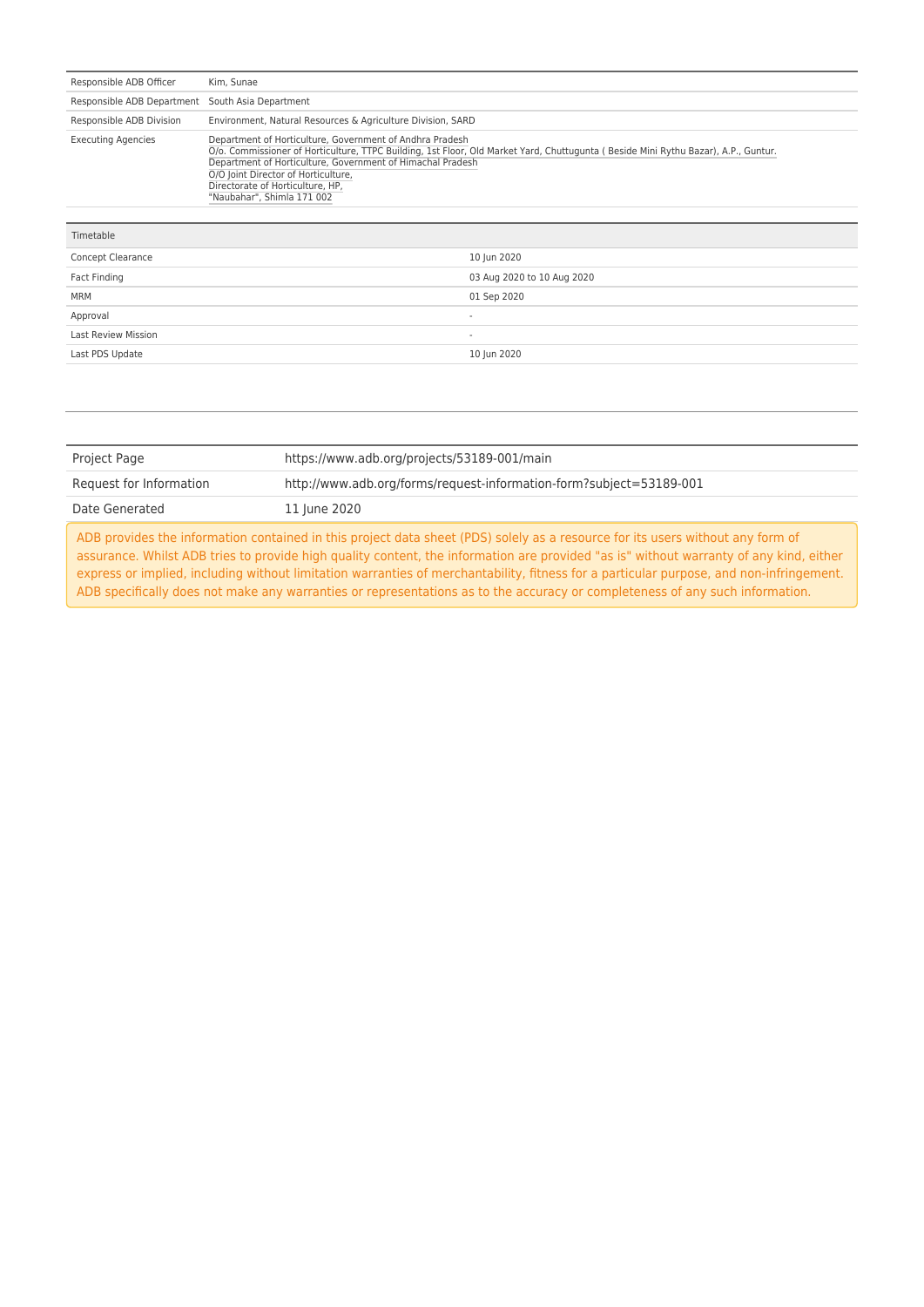| | |
|---|---|
| Responsible ADB Officer | Kim, Sunae |
| Responsible ADB Department | South Asia Department |
| Responsible ADB Division | Environment, Natural Resources & Agriculture Division, SARD |
| Executing Agencies | Department of Horticulture, Government of Andhra Pradesh<br>O/o. Commissioner of Horticulture, TTPC Building, 1st Floor, Old Market Yard, Chuttugunta ( Beside Mini Rythu Bazar), A.P., Guntur.<br>Department of Horticulture, Government of Himachal Pradesh<br>O/O Joint Director of Horticulture,<br>Directorate of Horticulture, HP,<br>"Naubahar", Shimla 171 002 |

| Timetable | |
|---|---|
| Concept Clearance | 10 Jun 2020 |
| Fact Finding | 03 Aug 2020 to 10 Aug 2020 |
| MRM | 01 Sep 2020 |
| Approval | - |
| Last Review Mission | - |
| Last PDS Update | 10 Jun 2020 |

| | |
|---|---|
| Project Page | https://www.adb.org/projects/53189-001/main |
| Request for Information | http://www.adb.org/forms/request-information-form?subject=53189-001 |
| Date Generated | 11 June 2020 |

ADB provides the information contained in this project data sheet (PDS) solely as a resource for its users without any form of assurance. Whilst ADB tries to provide high quality content, the information are provided "as is" without warranty of any kind, either express or implied, including without limitation warranties of merchantability, fitness for a particular purpose, and non-infringement. ADB specifically does not make any warranties or representations as to the accuracy or completeness of any such information.